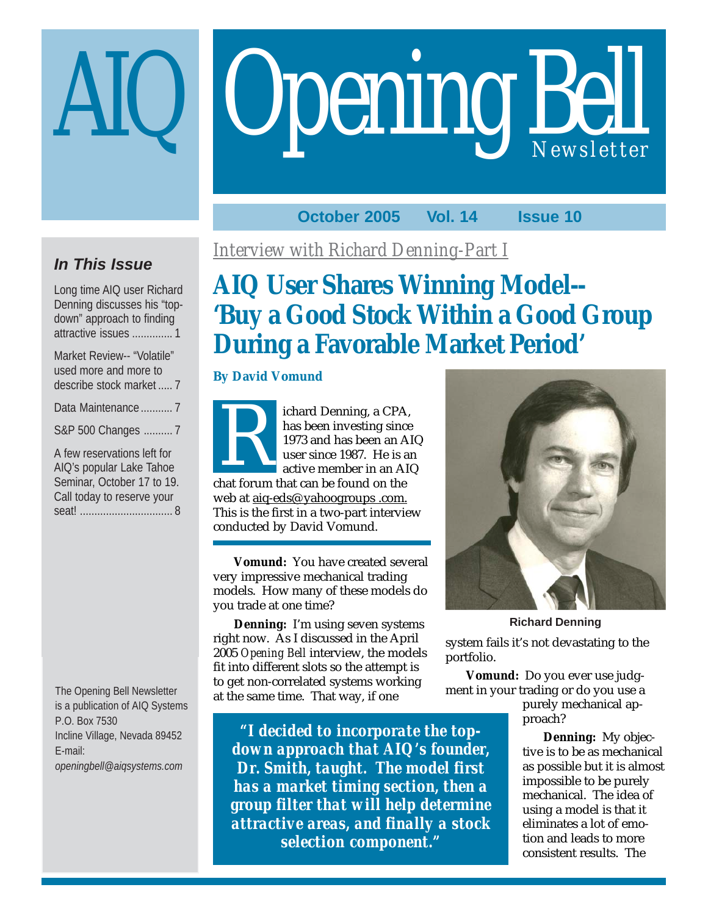# AIQ Opening Bell Newsletter

**October 2005 Vol. 14 Issue 10**

### *In This Issue*

Long time AIQ user Richard Denning discusses his "top-down" approach to finding attractive issues .............. 1

Market Review-- "Volatile" used more and more to describe stock market ..... 7

Data Maintenance ........... 7

S&P 500 Changes .......... 7

A few reservations left for AIQ's popular Lake Tahoe Seminar, October 17 to 19. Call today to reserve your seat! ................................ 8

The Opening Bell Newsletter is a publication of AIQ Systems
P.O. Box 7530
Incline Village, Nevada 89452
E-mail:
*openingbell@aiqsystems.com*

*Interview with Richard Denning-Part I*

## AIQ User Shares Winning Model-- 'Buy a Good Stock Within a Good Group During a Favorable Market Period'

**By David Vomund**

Richard Denning, a CPA, has been investing since 1973 and has been an AIQ user since 1987. He is an active member in an AIQ chat forum that can be found on the web at aiq-eds@yahoogroups .com. This is the first in a two-part interview conducted by David Vomund.

**Vomund:** You have created several very impressive mechanical trading models. How many of these models do you trade at one time?

**Denning:** I'm using seven systems right now. As I discussed in the April 2005 *Opening Bell* interview, the models fit into different slots so the attempt is to get non-correlated systems working at the same time. That way, if one system fails it's not devastating to the portfolio.

**Vomund:** Do you ever use judgment in your trading or do you use a purely mechanical approach?

**Denning:** My objective is to be as mechanical as possible but it is almost impossible to be purely mechanical. The idea of using a model is that it eliminates a lot of emotion and leads to more consistent results. The

Richard Denning

> *"I decided to incorporate the top-down approach that AIQ's founder, Dr. Smith, taught. The model first has a market timing section, then a group filter that will help determine attractive areas, and finally a stock selection component."*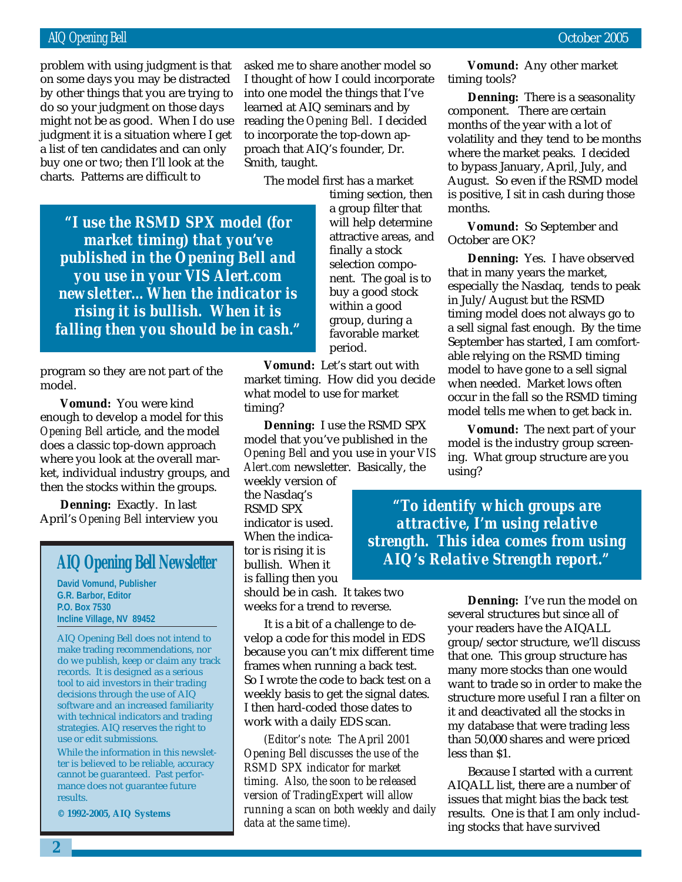problem with using judgment is that on some days you may be distracted by other things that you are trying to do so your judgment on those days might not be as good. When I do use judgment it is a situation where I get a list of ten candidates and can only buy one or two; then I'll look at the charts. Patterns are difficult to program so they are not part of the model.

> ***"I use the RSMD SPX model (for market timing) that you've published in the Opening Bell and you use in your VIS Alert.com newsletter... When the indicator is rising it is bullish. When it is falling then you should be in cash."***

**Vomund:** You were kind enough to develop a model for this *Opening Bell* article, and the model does a classic top-down approach where you look at the overall market, individual industry groups, and then the stocks within the groups.

**Denning:** Exactly. In last April's *Opening Bell* interview you asked me to share another model so I thought of how I could incorporate into one model the things that I've learned at AIQ seminars and by reading the *Opening Bell*. I decided to incorporate the top-down approach that AIQ's founder, Dr. Smith, taught.

The model first has a market timing section, then a group filter that will help determine attractive areas, and finally a stock selection component. The goal is to buy a good stock within a good group, during a favorable market period.

**Vomund:** Let's start out with market timing. How did you decide what model to use for market timing?

**Denning:** I use the RSMD SPX model that you've published in the *Opening Bell* and you use in your *VIS Alert.com* newsletter. Basically, the weekly version of the Nasdaq's RSMD SPX indicator is used. When the indicator is rising it is bullish. When it is falling then you should be in cash. It takes two weeks for a trend to reverse.

It is a bit of a challenge to develop a code for this model in EDS because you can't mix different time frames when running a back test. So I wrote the code to back test on a weekly basis to get the signal dates. I then hard-coded those dates to work with a daily EDS scan.

*(Editor's note: The April 2001 Opening Bell discusses the use of the RSMD SPX indicator for market timing. Also, the soon to be released version of TradingExpert will allow running a scan on both weekly and daily data at the same time).*

**Vomund:** Any other market timing tools?

**Denning:** There is a seasonality component. There are certain months of the year with a lot of volatility and they tend to be months where the market peaks. I decided to bypass January, April, July, and August. So even if the RSMD model is positive, I sit in cash during those months.

**Vomund:** So September and October are OK?

**Denning:** Yes. I have observed that in many years the market, especially the Nasdaq, tends to peak in July/August but the RSMD timing model does not always go to a sell signal fast enough. By the time September has started, I am comfortable relying on the RSMD timing model to have gone to a sell signal when needed. Market lows often occur in the fall so the RSMD timing model tells me when to get back in.

**Vomund:** The next part of your model is the industry group screening. What group structure are you using?

> ***"To identify which groups are attractive, I'm using relative strength. This idea comes from using AIQ's Relative Strength report."***

**Denning:** I've run the model on several structures but since all of your readers have the AIQALL group/sector structure, we'll discuss that one. This group structure has many more stocks than one would want to trade so in order to make the structure more useful I ran a filter on it and deactivated all the stocks in my database that were trading less than 50,000 shares and were priced less than $1.

Because I started with a current AIQALL list, there are a number of issues that might bias the back test results. One is that I am only including stocks that have survived

---

## AIQ Opening Bell Newsletter

**David Vomund, Publisher**
**G.R. Barbor, Editor**
**P.O. Box 7530**
**Incline Village, NV 89452**

AIQ Opening Bell does not intend to make trading recommendations, nor do we publish, keep or claim any track records. It is designed as a serious tool to aid investors in their trading decisions through the use of AIQ software and an increased familiarity with technical indicators and trading strategies. AIQ reserves the right to use or edit submissions.

While the information in this newsletter is believed to be reliable, accuracy cannot be guaranteed. Past performance does not guarantee future results.

**© 1992-2005, AIQ Systems**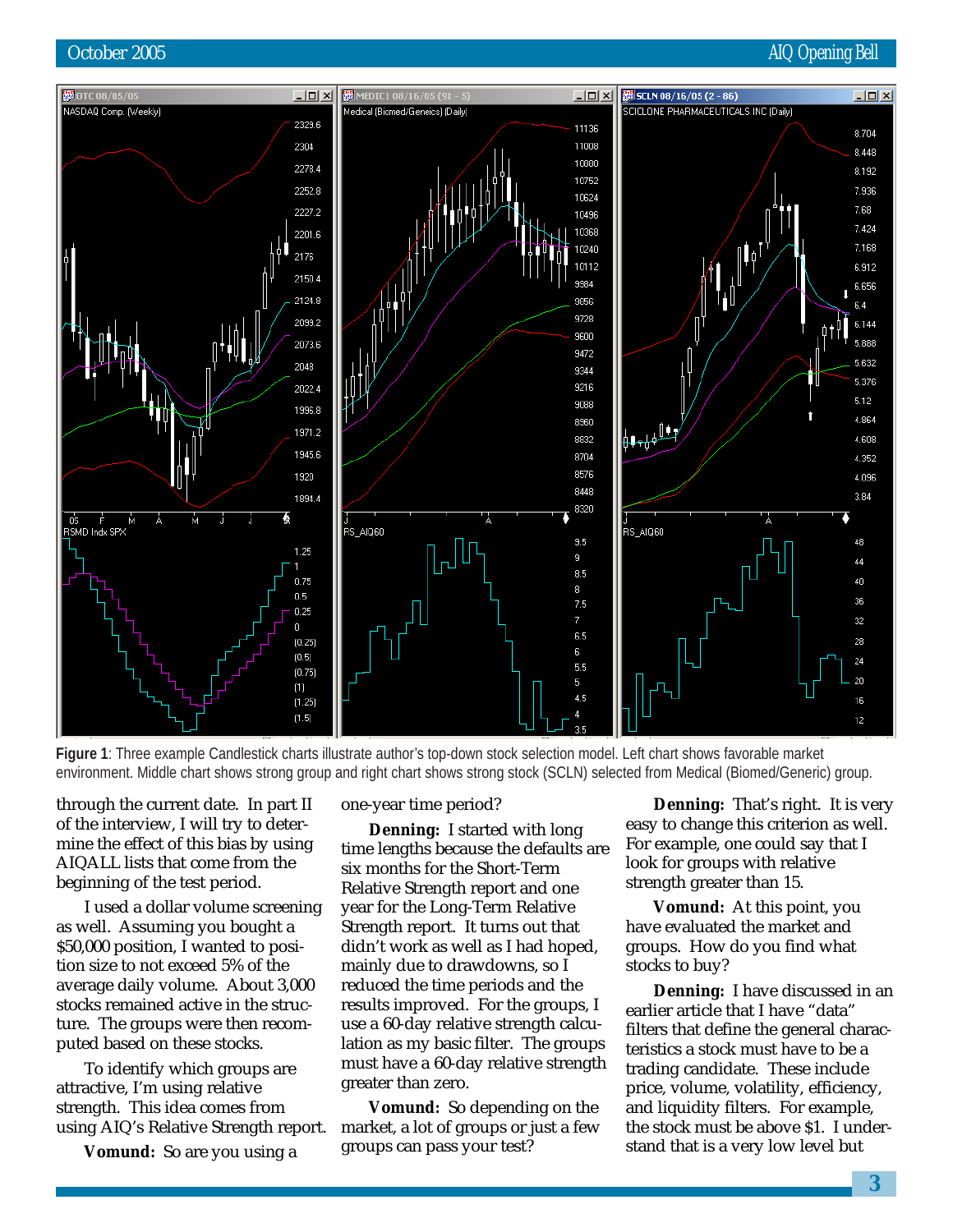**Figure 1**: Three example Candlestick charts illustrate author's top-down stock selection model. Left chart shows favorable market environment. Middle chart shows strong group and right chart shows strong stock (SCLN) selected from Medical (Biomed/Generic) group.

through the current date. In part II of the interview, I will try to determine the effect of this bias by using AIQALL lists that come from the beginning of the test period.

I used a dollar volume screening as well. Assuming you bought a $50,000 position, I wanted to position size to not exceed 5% of the average daily volume. About 3,000 stocks remained active in the structure. The groups were then recomputed based on these stocks.

To identify which groups are attractive, I'm using relative strength. This idea comes from using AIQ's Relative Strength report.

**Vomund:** So are you using a one-year time period?

**Denning:** I started with long time lengths because the defaults are six months for the Short-Term Relative Strength report and one year for the Long-Term Relative Strength report. It turns out that didn't work as well as I had hoped, mainly due to drawdowns, so I reduced the time periods and the results improved. For the groups, I use a 60-day relative strength calculation as my basic filter. The groups must have a 60-day relative strength greater than zero.

**Vomund:** So depending on the market, a lot of groups or just a few groups can pass your test?

**Denning:** That's right. It is very easy to change this criterion as well. For example, one could say that I look for groups with relative strength greater than 15.

**Vomund:** At this point, you have evaluated the market and groups. How do you find what stocks to buy?

**Denning:** I have discussed in an earlier article that I have "data" filters that define the general characteristics a stock must have to be a trading candidate. These include price, volume, volatility, efficiency, and liquidity filters. For example, the stock must be above $1. I understand that is a very low level but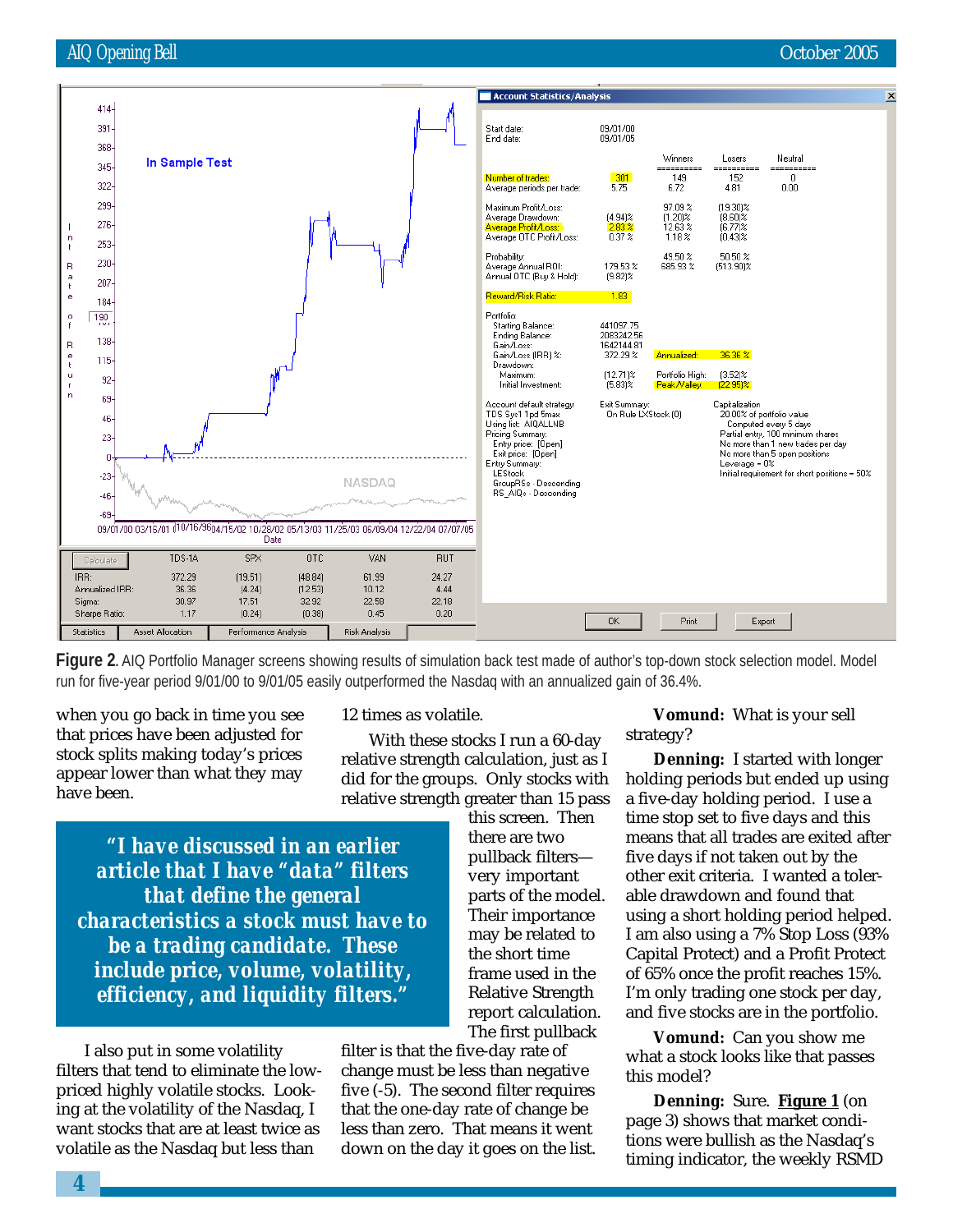**Figure 2.** AIQ Portfolio Manager screens showing results of simulation back test made of author's top-down stock selection model. Model run for five-year period 9/01/00 to 9/01/05 easily outperformed the Nasdaq with an annualized gain of 36.4%.

when you go back in time you see that prices have been adjusted for stock splits making today's prices appear lower than what they may have been.

> ***"I have discussed in an earlier article that I have "data" filters that define the general characteristics a stock must have to be a trading candidate. These include price, volume, volatility, efficiency, and liquidity filters."***

I also put in some volatility filters that tend to eliminate the low-priced highly volatile stocks. Looking at the volatility of the Nasdaq, I want stocks that are at least twice as volatile as the Nasdaq but less than 12 times as volatile.

With these stocks I run a 60-day relative strength calculation, just as I did for the groups. Only stocks with relative strength greater than 15 pass this screen. Then there are two pullback filters—very important parts of the model. Their importance may be related to the short time frame used in the Relative Strength report calculation. The first pullback filter is that the five-day rate of change must be less than negative five (-5). The second filter requires that the one-day rate of change be less than zero. That means it went down on the day it goes on the list.

**Vomund:** What is your sell strategy?

**Denning:** I started with longer holding periods but ended up using a five-day holding period. I use a time stop set to five days and this means that all trades are exited after five days if not taken out by the other exit criteria. I wanted a tolerable drawdown and found that using a short holding period helped. I am also using a 7% Stop Loss (93% Capital Protect) and a Profit Protect of 65% once the profit reaches 15%. I'm only trading one stock per day, and five stocks are in the portfolio.

**Vomund:** Can you show me what a stock looks like that passes this model?

**Denning:** Sure. **Figure 1** (on page 3) shows that market conditions were bullish as the Nasdaq's timing indicator, the weekly RSMD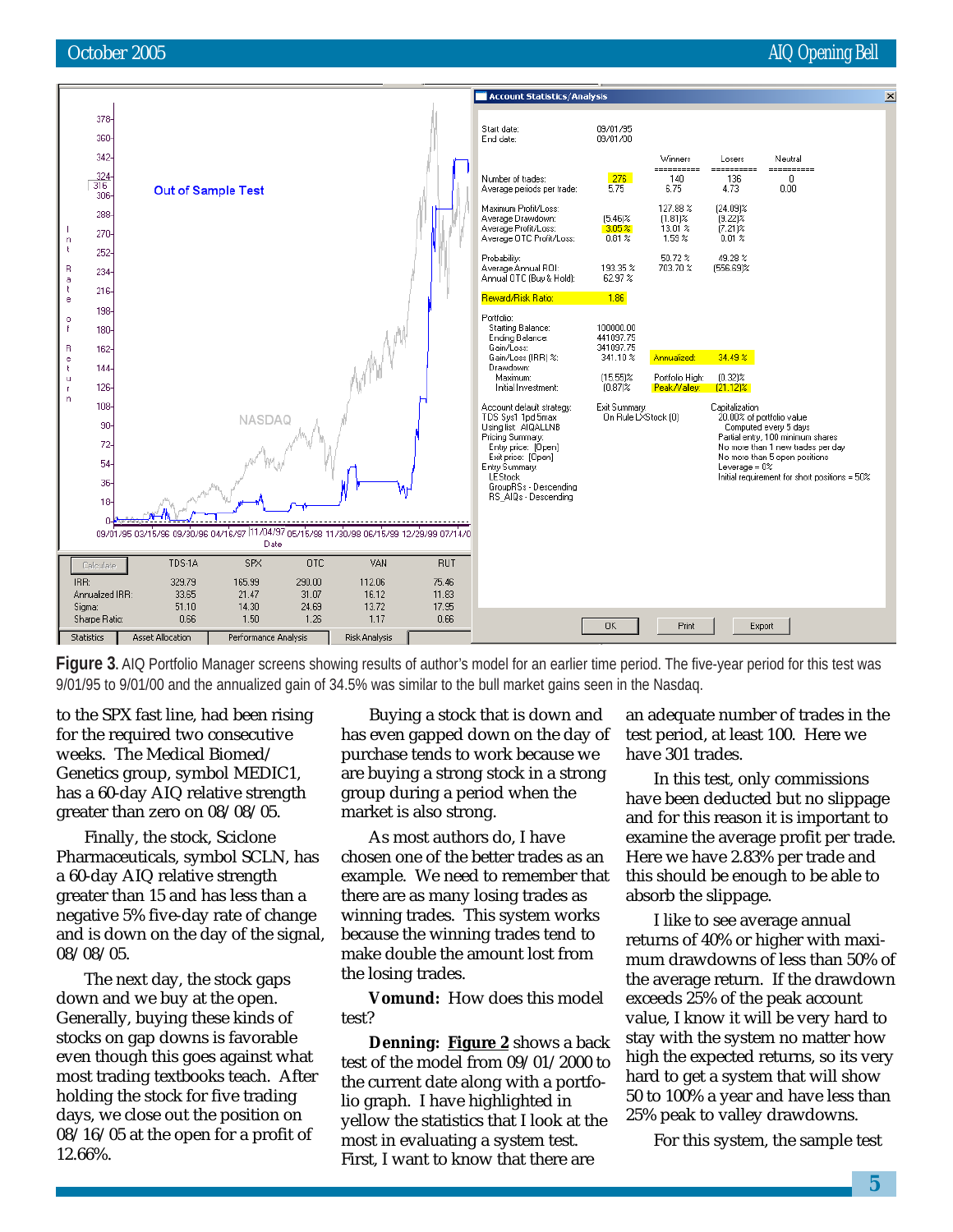**Figure 3**. AIQ Portfolio Manager screens showing results of author's model for an earlier time period. The five-year period for this test was 9/01/95 to 9/01/00 and the annualized gain of 34.5% was similar to the bull market gains seen in the Nasdaq.

to the SPX fast line, had been rising for the required two consecutive weeks. The Medical Biomed/Genetics group, symbol MEDIC1, has a 60-day AIQ relative strength greater than zero on 08/08/05.

Finally, the stock, Sciclone Pharmaceuticals, symbol SCLN, has a 60-day AIQ relative strength greater than 15 and has less than a negative 5% five-day rate of change and is down on the day of the signal, 08/08/05.

The next day, the stock gaps down and we buy at the open. Generally, buying these kinds of stocks on gap downs is favorable even though this goes against what most trading textbooks teach. After holding the stock for five trading days, we close out the position on 08/16/05 at the open for a profit of 12.66%.

Buying a stock that is down and has even gapped down on the day of purchase tends to work because we are buying a strong stock in a strong group during a period when the market is also strong.

As most authors do, I have chosen one of the better trades as an example. We need to remember that there are as many losing trades as winning trades. This system works because the winning trades tend to make double the amount lost from the losing trades.

**Vomund:** How does this model test?

**Denning:** Figure 2 shows a back test of the model from 09/01/2000 to the current date along with a portfolio graph. I have highlighted in yellow the statistics that I look at the most in evaluating a system test. First, I want to know that there are an adequate number of trades in the test period, at least 100. Here we have 301 trades.

In this test, only commissions have been deducted but no slippage and for this reason it is important to examine the average profit per trade. Here we have 2.83% per trade and this should be enough to be able to absorb the slippage.

I like to see average annual returns of 40% or higher with maximum drawdowns of less than 50% of the average return. If the drawdown exceeds 25% of the peak account value, I know it will be very hard to stay with the system no matter how high the expected returns, so its very hard to get a system that will show 50 to 100% a year and have less than 25% peak to valley drawdowns.

For this system, the sample test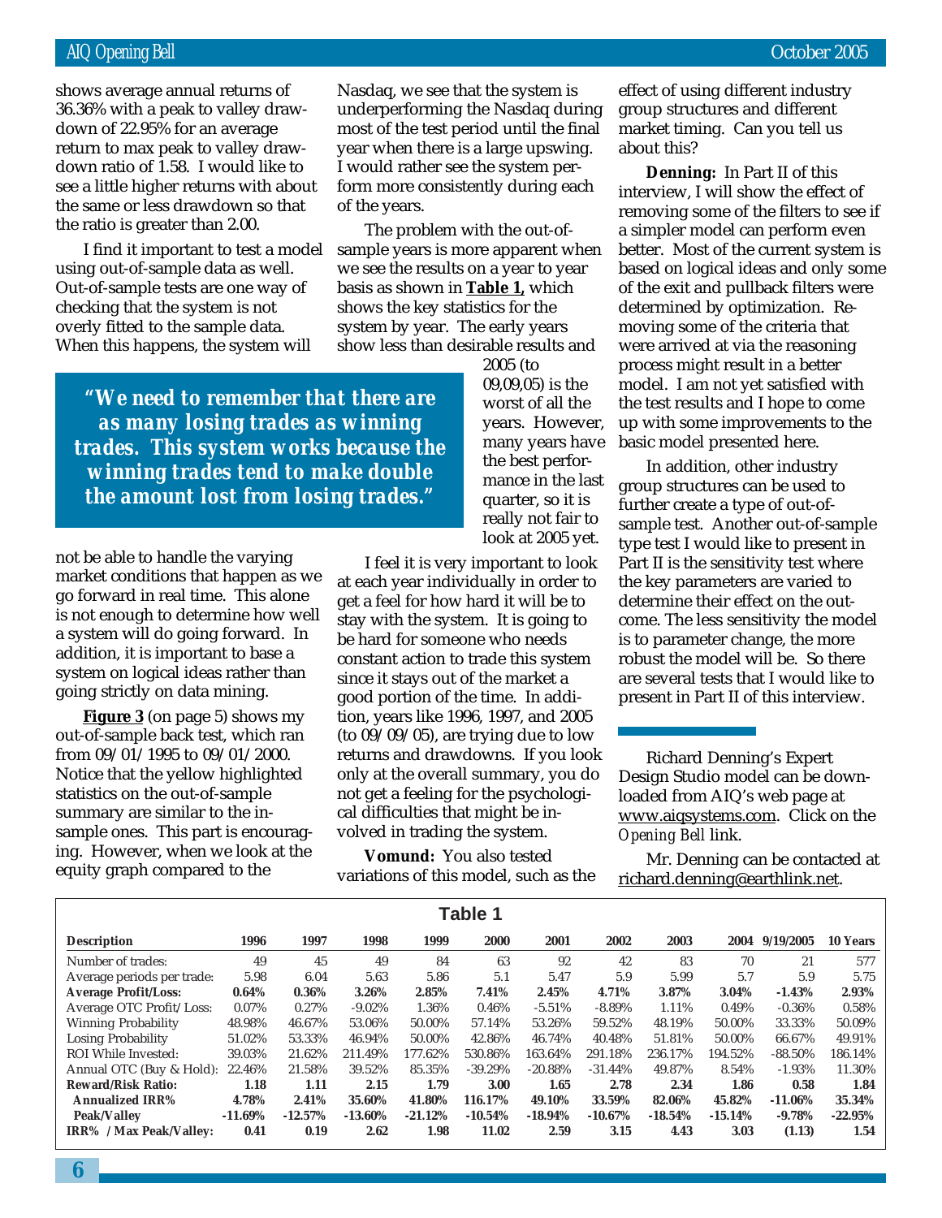shows average annual returns of 36.36% with a peak to valley drawdown of 22.95% for an average return to max peak to valley drawdown ratio of 1.58. I would like to see a little higher returns with about the same or less drawdown so that the ratio is greater than 2.00.

I find it important to test a model using out-of-sample data as well. Out-of-sample tests are one way of checking that the system is not overly fitted to the sample data. When this happens, the system will not be able to handle the varying market conditions that happen as we go forward in real time. This alone is not enough to determine how well a system will do going forward. In addition, it is important to base a system on logical ideas rather than going strictly on data mining.

**Figure 3** (on page 5) shows my out-of-sample back test, which ran from 09/01/1995 to 09/01/2000. Notice that the yellow highlighted statistics on the out-of-sample summary are similar to the in-sample ones. This part is encouraging. However, when we look at the equity graph compared to the Nasdaq, we see that the system is underperforming the Nasdaq during most of the test period until the final year when there is a large upswing. I would rather see the system perform more consistently during each of the years.

The problem with the out-of-sample years is more apparent when we see the results on a year to year basis as shown in **Table 1,** which shows the key statistics for the system by year. The early years show less than desirable results and 2005 (to 09,09,05) is the worst of all the years. However, many years have the best performance in the last quarter, so it is really not fair to look at 2005 yet.

> ***"We need to remember that there are as many losing trades as winning trades. This system works because the winning trades tend to make double the amount lost from losing trades."***

I feel it is very important to look at each year individually in order to get a feel for how hard it will be to stay with the system. It is going to be hard for someone who needs constant action to trade this system since it stays out of the market a good portion of the time. In addition, years like 1996, 1997, and 2005 (to 09/09/05), are trying due to low returns and drawdowns. If you look only at the overall summary, you do not get a feeling for the psychological difficulties that might be involved in trading the system.

**Vomund:** You also tested variations of this model, such as the effect of using different industry group structures and different market timing. Can you tell us about this?

**Denning:** In Part II of this interview, I will show the effect of removing some of the filters to see if a simpler model can perform even better. Most of the current system is based on logical ideas and only some of the exit and pullback filters were determined by optimization. Removing some of the criteria that were arrived at via the reasoning process might result in a better model. I am not yet satisfied with the test results and I hope to come up with some improvements to the basic model presented here.

In addition, other industry group structures can be used to further create a type of out-of-sample test. Another out-of-sample type test I would like to present in Part II is the sensitivity test where the key parameters are varied to determine their effect on the outcome. The less sensitivity the model is to parameter change, the more robust the model will be. So there are several tests that I would like to present in Part II of this interview.

---

Richard Denning's Expert Design Studio model can be downloaded from AIQ's web page at www.aiqsystems.com. Click on the *Opening Bell* link.

Mr. Denning can be contacted at richard.denning@earthlink.net.

**Table 1**

| Description | 1996 | 1997 | 1998 | 1999 | 2000 | 2001 | 2002 | 2003 | 2004 | 9/19/2005 | 10 Years |
|---|---|---|---|---|---|---|---|---|---|---|---|
| Number of trades: | 49 | 45 | 49 | 84 | 63 | 92 | 42 | 83 | 70 | 21 | 577 |
| Average periods per trade: | 5.98 | 6.04 | 5.63 | 5.86 | 5.1 | 5.47 | 5.9 | 5.99 | 5.7 | 5.9 | 5.75 |
| **Average Profit/Loss:** | **0.64%** | **0.36%** | **3.26%** | **2.85%** | **7.41%** | **2.45%** | **4.71%** | **3.87%** | **3.04%** | **-1.43%** | **2.93%** |
| Average OTC Profit/Loss: | 0.07% | 0.27% | -9.02% | 1.36% | 0.46% | -5.51% | -8.89% | 1.11% | 0.49% | -0.36% | 0.58% |
| Winning Probability | 48.98% | 46.67% | 53.06% | 50.00% | 57.14% | 53.26% | 59.52% | 48.19% | 50.00% | 33.33% | 50.09% |
| Losing Probability | 51.02% | 53.33% | 46.94% | 50.00% | 42.86% | 46.74% | 40.48% | 51.81% | 50.00% | 66.67% | 49.91% |
| ROI While Invested: | 39.03% | 21.62% | 211.49% | 177.62% | 530.86% | 163.64% | 291.18% | 236.17% | 194.52% | -88.50% | 186.14% |
| Annual OTC (Buy & Hold): | 22.46% | 21.58% | 39.52% | 85.35% | -39.29% | -20.88% | -31.44% | 49.87% | 8.54% | -1.93% | 11.30% |
| **Reward/Risk Ratio:** | **1.18** | **1.11** | **2.15** | **1.79** | **3.00** | **1.65** | **2.78** | **2.34** | **1.86** | **0.58** | **1.84** |
| **Annualized IRR%** | **4.78%** | **2.41%** | **35.60%** | **41.80%** | **116.17%** | **49.10%** | **33.59%** | **82.06%** | **45.82%** | **-11.06%** | **35.34%** |
| **Peak/Valley** | **-11.69%** | **-12.57%** | **-13.60%** | **-21.12%** | **-10.54%** | **-18.94%** | **-10.67%** | **-18.54%** | **-15.14%** | **-9.78%** | **-22.95%** |
| **IRR% / Max Peak/Valley:** | **0.41** | **0.19** | **2.62** | **1.98** | **11.02** | **2.59** | **3.15** | **4.43** | **3.03** | **(1.13)** | **1.54** |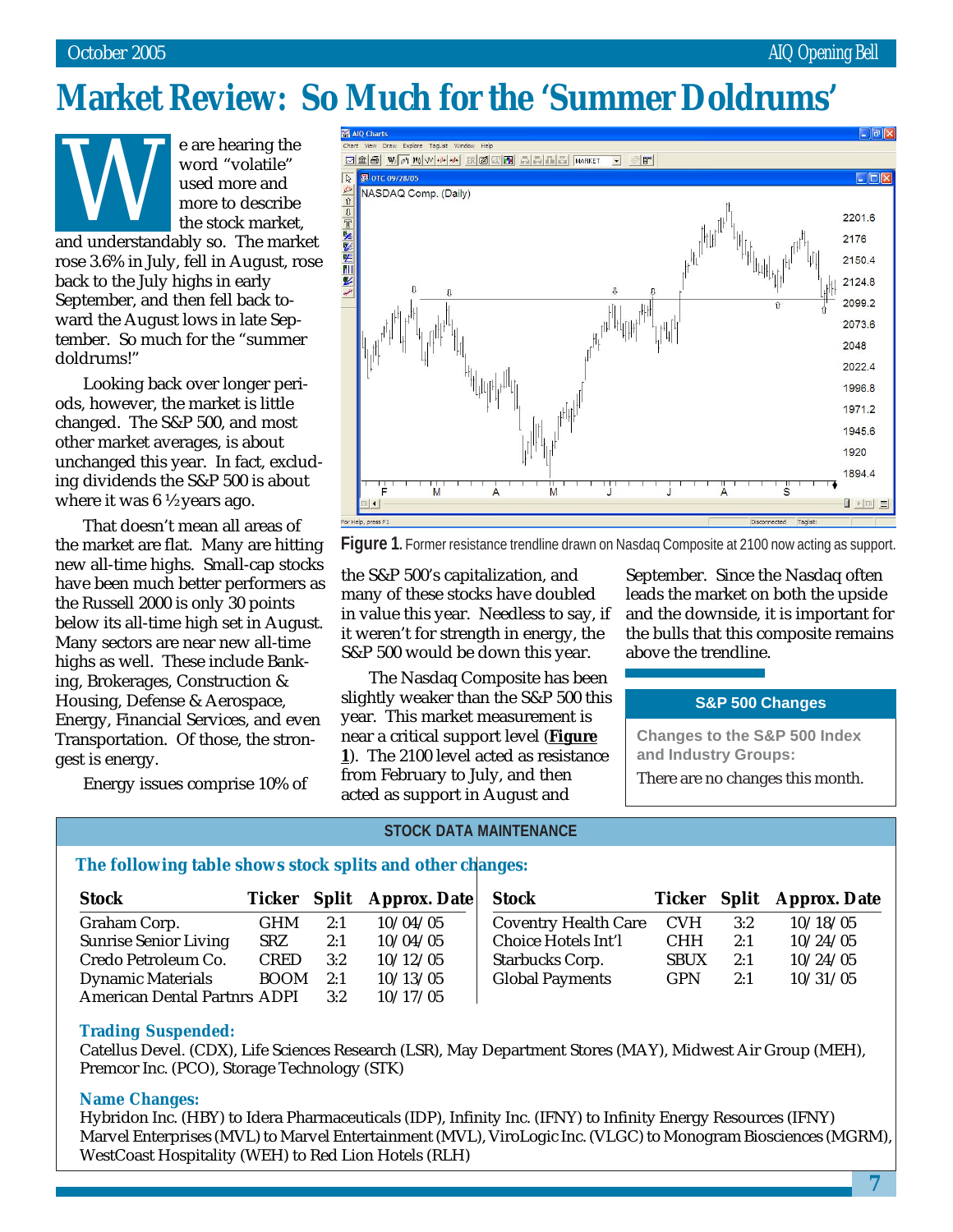# Market Review: So Much for the 'Summer Doldrums'

We are hearing the word "volatile" used more and more to describe the stock market, and understandably so. The market rose 3.6% in July, fell in August, rose back to the July highs in early September, and then fell back toward the August lows in late September. So much for the "summer doldrums!"

Looking back over longer periods, however, the market is little changed. The S&P 500, and most other market averages, is about unchanged this year. In fact, excluding dividends the S&P 500 is about where it was 6 ½ years ago.

That doesn't mean all areas of the market are flat. Many are hitting new all-time highs. Small-cap stocks have been much better performers as the Russell 2000 is only 30 points below its all-time high set in August. Many sectors are near new all-time highs as well. These include Banking, Brokerages, Construction & Housing, Defense & Aerospace, Energy, Financial Services, and even Transportation. Of those, the strongest is energy.

Energy issues comprise 10% of the S&P 500's capitalization, and many of these stocks have doubled in value this year. Needless to say, if it weren't for strength in energy, the S&P 500 would be down this year.

The Nasdaq Composite has been slightly weaker than the S&P 500 this year. This market measurement is near a critical support level (**Figure 1**). The 2100 level acted as resistance from February to July, and then acted as support in August and September. Since the Nasdaq often leads the market on both the upside and the downside, it is important for the bulls that this composite remains above the trendline.

**Figure 1**. Former resistance trendline drawn on Nasdaq Composite at 2100 now acting as support.

### S&P 500 Changes

**Changes to the S&P 500 Index and Industry Groups:**

There are no changes this month.

## STOCK DATA MAINTENANCE

**The following table shows stock splits and other changes:**

| Stock | Ticker | Split | Approx. Date |
|---|---|---|---|
| Graham Corp. | GHM | 2:1 | 10/04/05 |
| Sunrise Senior Living | SRZ | 2:1 | 10/04/05 |
| Credo Petroleum Co. | CRED | 3:2 | 10/12/05 |
| Dynamic Materials | BOOM | 2:1 | 10/13/05 |
| American Dental Partnrs | ADPI | 3:2 | 10/17/05 |
| Coventry Health Care | CVH | 3:2 | 10/18/05 |
| Choice Hotels Int'l | CHH | 2:1 | 10/24/05 |
| Starbucks Corp. | SBUX | 2:1 | 10/24/05 |
| Global Payments | GPN | 2:1 | 10/31/05 |

**Trading Suspended:**

Catellus Devel. (CDX), Life Sciences Research (LSR), May Department Stores (MAY), Midwest Air Group (MEH), Premcor Inc. (PCO), Storage Technology (STK)

**Name Changes:**

Hybridon Inc. (HBY) to Idera Pharmaceuticals (IDP), Infinity Inc. (IFNY) to Infinity Energy Resources (IFNY)
Marvel Enterprises (MVL) to Marvel Entertainment (MVL), ViroLogic Inc. (VLGC) to Monogram Biosciences (MGRM),
WestCoast Hospitality (WEH) to Red Lion Hotels (RLH)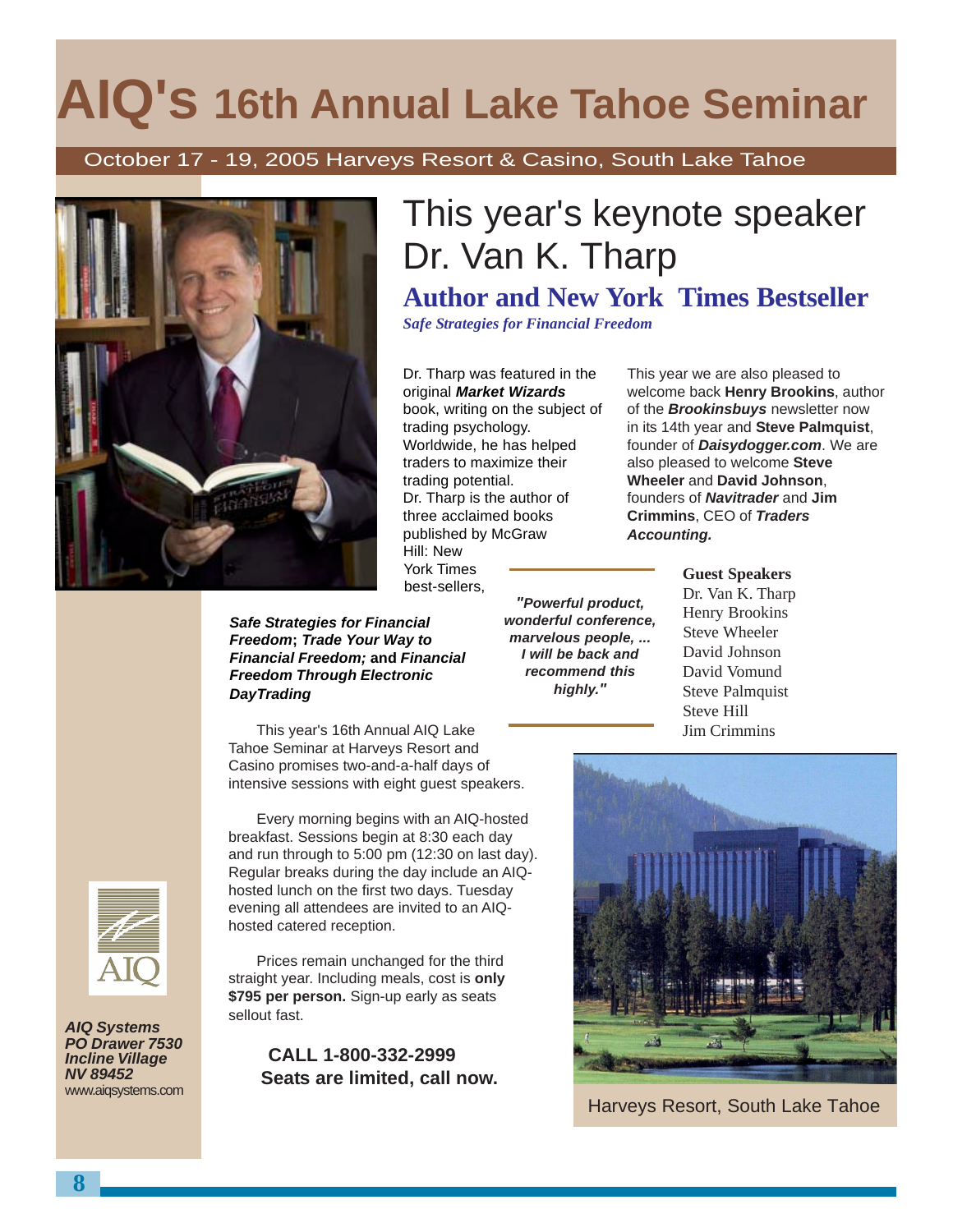# AIQ's 16th Annual Lake Tahoe Seminar

October 17 - 19, 2005 Harveys Resort & Casino, South Lake Tahoe

## This year's keynote speaker Dr. Van K. Tharp

### Author and New York Times Bestseller

***Safe Strategies for Financial Freedom***

Dr. Tharp was featured in the original ***Market Wizards*** book, writing on the subject of trading psychology. Worldwide, he has helped traders to maximize their trading potential. Dr. Tharp is the author of three acclaimed books published by McGraw Hill: New York Times best-sellers, ***Safe Strategies for Financial Freedom***; ***Trade Your Way to Financial Freedom;*** **and** ***Financial Freedom Through Electronic DayTrading***

This year we are also pleased to welcome back **Henry Brookins**, author of the ***Brookinsbuys*** newsletter now in its 14th year and **Steve Palmquist**, founder of ***Daisydogger.com***. We are also pleased to welcome **Steve Wheeler** and **David Johnson**, founders of ***Navitrader*** and **Jim Crimmins**, CEO of ***Traders Accounting.***

***"Powerful product, wonderful conference, marvelous people, ... I will be back and recommend this highly."***

**Guest Speakers**
Dr. Van K. Tharp
Henry Brookins
Steve Wheeler
David Johnson
David Vomund
Steve Palmquist
Steve Hill
Jim Crimmins

This year's 16th Annual AIQ Lake Tahoe Seminar at Harveys Resort and Casino promises two-and-a-half days of intensive sessions with eight guest speakers.

Every morning begins with an AIQ-hosted breakfast. Sessions begin at 8:30 each day and run through to 5:00 pm (12:30 on last day). Regular breaks during the day include an AIQ-hosted lunch on the first two days. Tuesday evening all attendees are invited to an AIQ-hosted catered reception.

Prices remain unchanged for the third straight year. Including meals, cost is **only $795 per person.** Sign-up early as seats sellout fast.

**CALL 1-800-332-2999**
**Seats are limited, call now.**

Harveys Resort, South Lake Tahoe

***AIQ Systems***
***PO Drawer 7530***
***Incline Village***
***NV 89452***
www.aiqsystems.com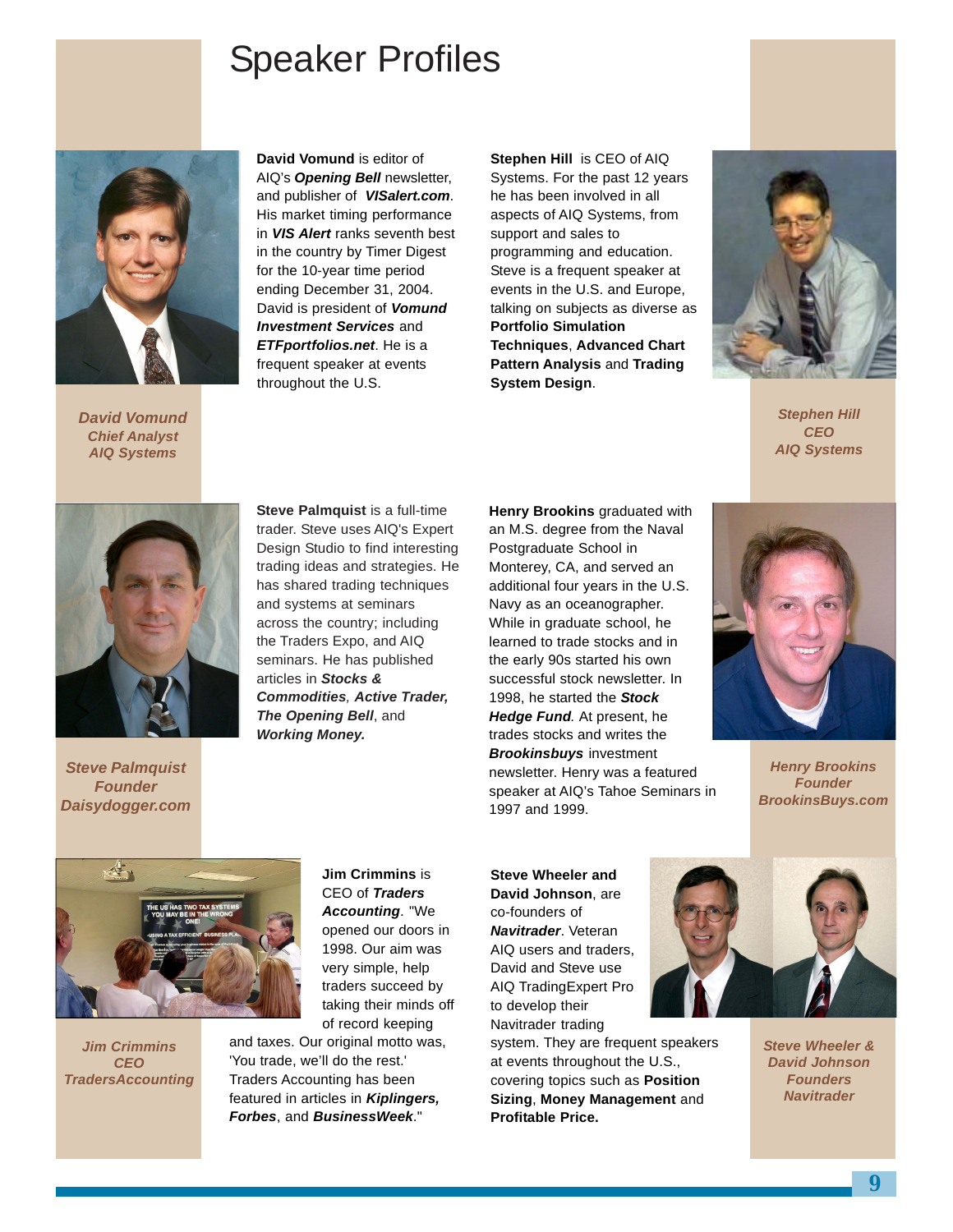# Speaker Profiles

**David Vomund** is editor of AIQ's ***Opening Bell*** newsletter, and publisher of ***VISalert.com***. His market timing performance in ***VIS Alert*** ranks seventh best in the country by Timer Digest for the 10-year time period ending December 31, 2004. David is president of ***Vomund Investment Services*** and ***ETFportfolios.net***. He is a frequent speaker at events throughout the U.S.

***David Vomund***
***Chief Analyst***
***AIQ Systems***

**Stephen Hill** is CEO of AIQ Systems. For the past 12 years he has been involved in all aspects of AIQ Systems, from support and sales to programming and education. Steve is a frequent speaker at events in the U.S. and Europe, talking on subjects as diverse as **Portfolio Simulation Techniques**, **Advanced Chart Pattern Analysis** and **Trading System Design**.

***Stephen Hill***
***CEO***
***AIQ Systems***

**Steve Palmquist** is a full-time trader. Steve uses AIQ's Expert Design Studio to find interesting trading ideas and strategies. He has shared trading techniques and systems at seminars across the country; including the Traders Expo, and AIQ seminars. He has published articles in ***Stocks & Commodities***, ***Active Trader, The Opening Bell***, and ***Working Money.***

***Steve Palmquist***
***Founder***
***Daisydogger.com***

**Henry Brookins** graduated with an M.S. degree from the Naval Postgraduate School in Monterey, CA, and served an additional four years in the U.S. Navy as an oceanographer. While in graduate school, he learned to trade stocks and in the early 90s started his own successful stock newsletter. In 1998, he started the ***Stock Hedge Fund.*** At present, he trades stocks and writes the ***Brookinsbuys*** investment newsletter. Henry was a featured speaker at AIQ's Tahoe Seminars in 1997 and 1999.

***Henry Brookins***
***Founder***
***BrookinsBuys.com***

**Jim Crimmins** is CEO of ***Traders Accounting***. "We opened our doors in 1998. Our aim was very simple, help traders succeed by taking their minds off of record keeping and taxes. Our original motto was, 'You trade, we'll do the rest.' Traders Accounting has been featured in articles in ***Kiplingers, Forbes***, and ***BusinessWeek***."

***Jim Crimmins***
***CEO***
***TradersAccounting***

**Steve Wheeler and David Johnson**, are co-founders of ***Navitrader***. Veteran AIQ users and traders, David and Steve use AIQ TradingExpert Pro to develop their Navitrader trading system. They are frequent speakers at events throughout the U.S., covering topics such as **Position Sizing**, **Money Management** and **Profitable Price.**

***Steve Wheeler &***
***David Johnson***
***Founders***
***Navitrader***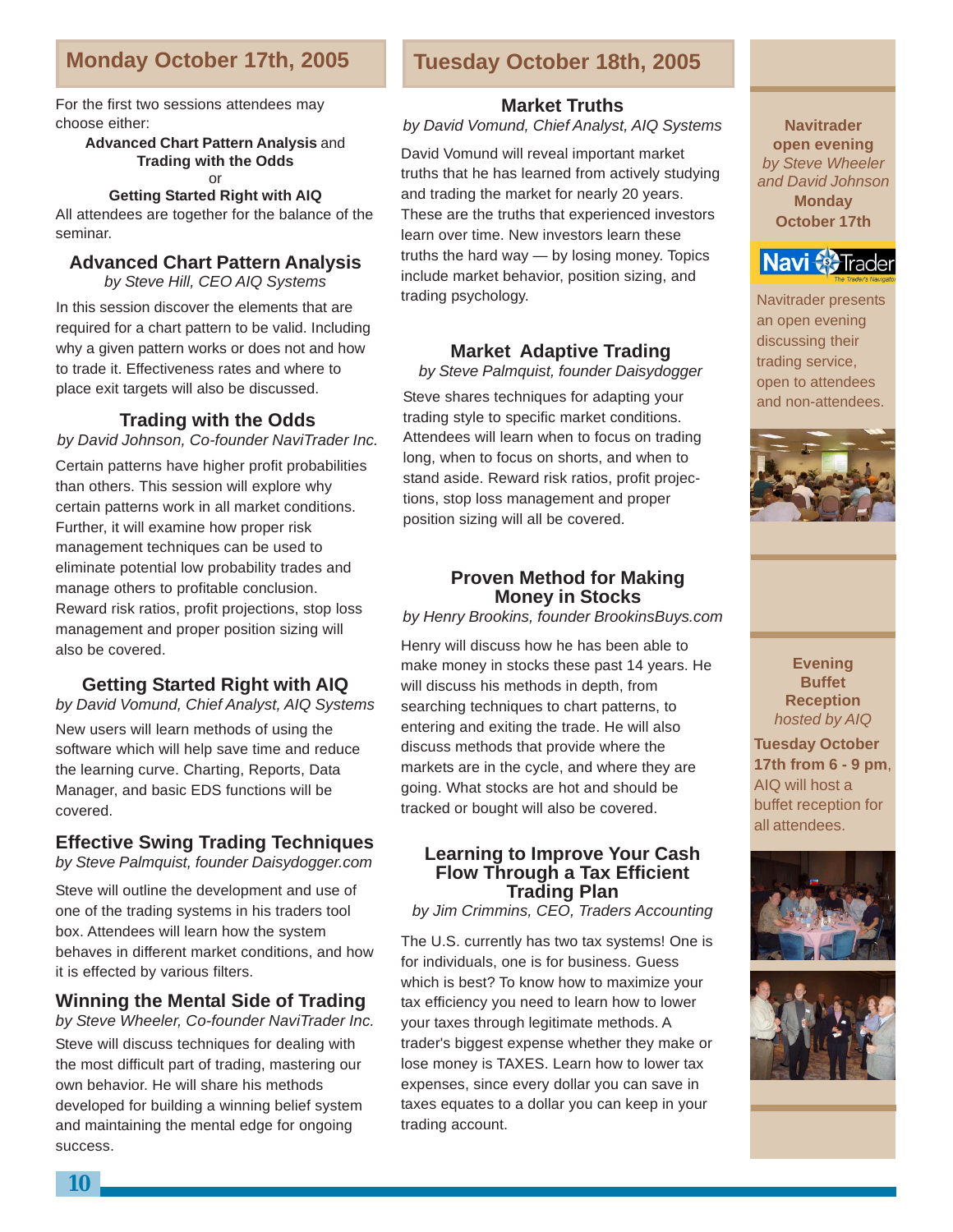## Monday October 17th, 2005

For the first two sessions attendees may choose either:

**Advanced Chart Pattern Analysis** and **Trading with the Odds**
or
**Getting Started Right with AIQ**

All attendees are together for the balance of the seminar.

### Advanced Chart Pattern Analysis

*by Steve Hill, CEO AIQ Systems*

In this session discover the elements that are required for a chart pattern to be valid. Including why a given pattern works or does not and how to trade it. Effectiveness rates and where to place exit targets will also be discussed.

### Trading with the Odds

*by David Johnson, Co-founder NaviTrader Inc.*

Certain patterns have higher profit probabilities than others. This session will explore why certain patterns work in all market conditions. Further, it will examine how proper risk management techniques can be used to eliminate potential low probability trades and manage others to profitable conclusion. Reward risk ratios, profit projections, stop loss management and proper position sizing will also be covered.

### Getting Started Right with AIQ

*by David Vomund, Chief Analyst, AIQ Systems*

New users will learn methods of using the software which will help save time and reduce the learning curve. Charting, Reports, Data Manager, and basic EDS functions will be covered.

### Effective Swing Trading Techniques

*by Steve Palmquist, founder Daisydogger.com*

Steve will outline the development and use of one of the trading systems in his traders tool box. Attendees will learn how the system behaves in different market conditions, and how it is effected by various filters.

### Winning the Mental Side of Trading

*by Steve Wheeler, Co-founder NaviTrader Inc.*

Steve will discuss techniques for dealing with the most difficult part of trading, mastering our own behavior. He will share his methods developed for building a winning belief system and maintaining the mental edge for ongoing success.

## Tuesday October 18th, 2005

### Market Truths

*by David Vomund, Chief Analyst, AIQ Systems*

David Vomund will reveal important market truths that he has learned from actively studying and trading the market for nearly 20 years. These are the truths that experienced investors learn over time. New investors learn these truths the hard way — by losing money. Topics include market behavior, position sizing, and trading psychology.

### Market Adaptive Trading

*by Steve Palmquist, founder Daisydogger*

Steve shares techniques for adapting your trading style to specific market conditions. Attendees will learn when to focus on trading long, when to focus on shorts, and when to stand aside. Reward risk ratios, profit projections, stop loss management and proper position sizing will all be covered.

### Proven Method for Making Money in Stocks

*by Henry Brookins, founder BrookinsBuys.com*

Henry will discuss how he has been able to make money in stocks these past 14 years. He will discuss his methods in depth, from searching techniques to chart patterns, to entering and exiting the trade. He will also discuss methods that provide where the markets are in the cycle, and where they are going. What stocks are hot and should be tracked or bought will also be covered.

### Learning to Improve Your Cash Flow Through a Tax Efficient Trading Plan

*by Jim Crimmins, CEO, Traders Accounting*

The U.S. currently has two tax systems! One is for individuals, one is for business. Guess which is best? To know how to maximize your tax efficiency you need to learn how to lower your taxes through legitimate methods. A trader's biggest expense whether they make or lose money is TAXES. Learn how to lower tax expenses, since every dollar you can save in taxes equates to a dollar you can keep in your trading account.

**Navitrader open evening**
*by Steve Wheeler and David Johnson*
**Monday October 17th**

Navitrader presents an open evening discussing their trading service, open to attendees and non-attendees.

**Evening Buffet Reception**
*hosted by AIQ*

**Tuesday October 17th from 6 - 9 pm**, AIQ will host a buffet reception for all attendees.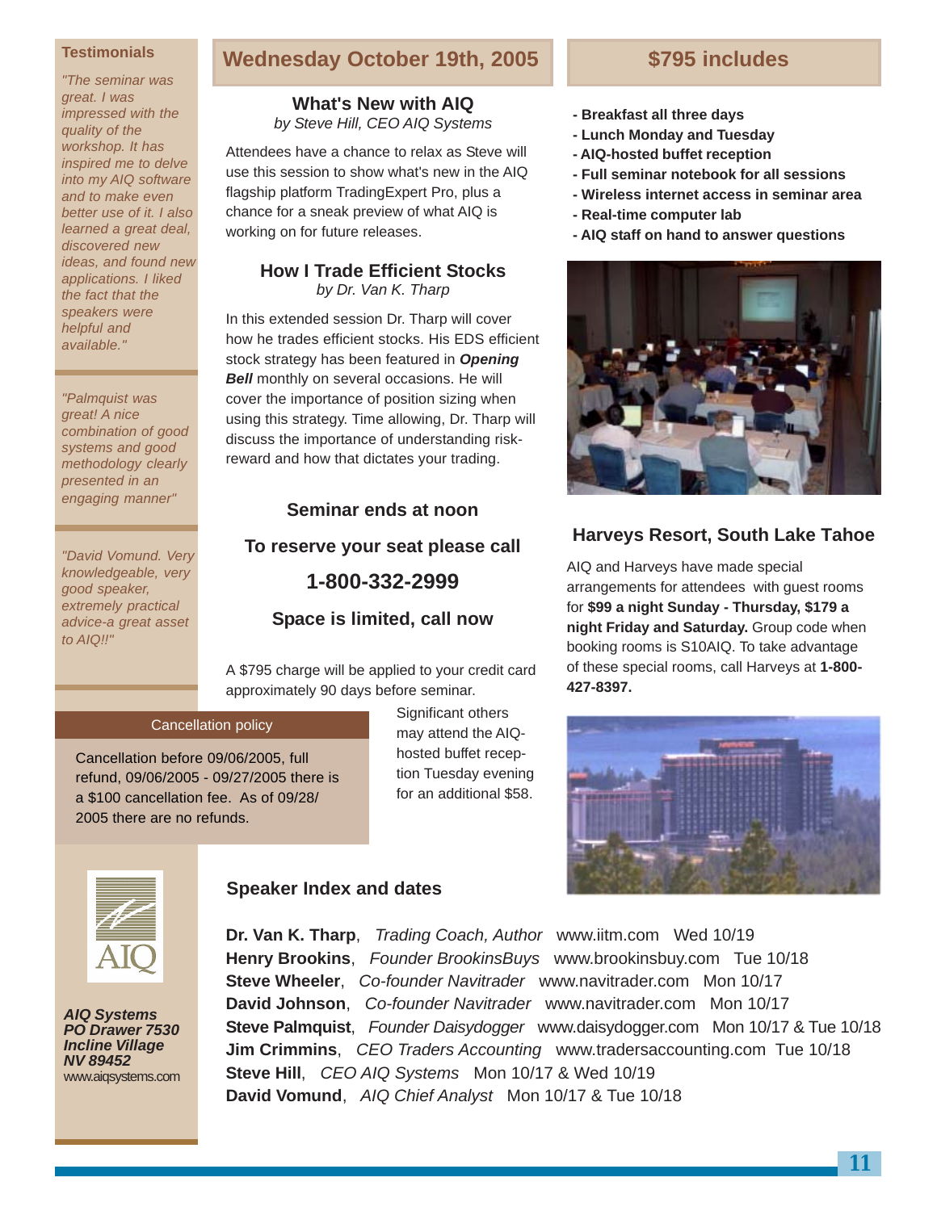## Testimonials

*"The seminar was great. I was impressed with the quality of the workshop. It has inspired me to delve into my AIQ software and to make even better use of it. I also learned a great deal, discovered new ideas, and found new applications. I liked the fact that the speakers were helpful and available."*

*"Palmquist was great! A nice combination of good systems and good methodology clearly presented in an engaging manner"*

*"David Vomund. Very knowledgeable, very good speaker, extremely practical advice-a great asset to AIQ!!"*

## Wednesday October 19th, 2005

### What's New with AIQ

*by Steve Hill, CEO AIQ Systems*

Attendees have a chance to relax as Steve will use this session to show what's new in the AIQ flagship platform TradingExpert Pro, plus a chance for a sneak preview of what AIQ is working on for future releases.

### How I Trade Efficient Stocks

*by Dr. Van K. Tharp*

In this extended session Dr. Tharp will cover how he trades efficient stocks. His EDS efficient stock strategy has been featured in ***Opening Bell*** monthly on several occasions. He will cover the importance of position sizing when using this strategy. Time allowing, Dr. Tharp will discuss the importance of understanding risk-reward and how that dictates your trading.

**Seminar ends at noon**

**To reserve your seat please call**

**1-800-332-2999**

**Space is limited, call now**

A $795 charge will be applied to your credit card approximately 90 days before seminar.

### Cancellation policy

Cancellation before 09/06/2005, full refund, 09/06/2005 - 09/27/2005 there is a $100 cancellation fee. As of 09/28/2005 there are no refunds.

Significant others may attend the AIQ-hosted buffet reception Tuesday evening for an additional $58.

## $795 includes

- **Breakfast all three days**
- **Lunch Monday and Tuesday**
- **AIQ-hosted buffet reception**
- **Full seminar notebook for all sessions**
- **Wireless internet access in seminar area**
- **Real-time computer lab**
- **AIQ staff on hand to answer questions**

### Harveys Resort, South Lake Tahoe

AIQ and Harveys have made special arrangements for attendees with guest rooms for **$99 a night Sunday - Thursday, $179 a night Friday and Saturday.** Group code when booking rooms is S10AIQ. To take advantage of these special rooms, call Harveys at **1-800-427-8397.**

### Speaker Index and dates

**Dr. Van K. Tharp**, *Trading Coach, Author* www.iitm.com Wed 10/19
**Henry Brookins**, *Founder BrookinsBuys* www.brookinsbuy.com Tue 10/18
**Steve Wheeler**, *Co-founder Navitrader* www.navitrader.com Mon 10/17
**David Johnson**, *Co-founder Navitrader* www.navitrader.com Mon 10/17
**Steve Palmquist**, *Founder Daisydogger* www.daisydogger.com Mon 10/17 & Tue 10/18
**Jim Crimmins**, *CEO Traders Accounting* www.tradersaccounting.com Tue 10/18
**Steve Hill**, *CEO AIQ Systems* Mon 10/17 & Wed 10/19
**David Vomund**, *AIQ Chief Analyst* Mon 10/17 & Tue 10/18

***AIQ Systems***
***PO Drawer 7530***
***Incline Village***
***NV 89452***
www.aiqsystems.com